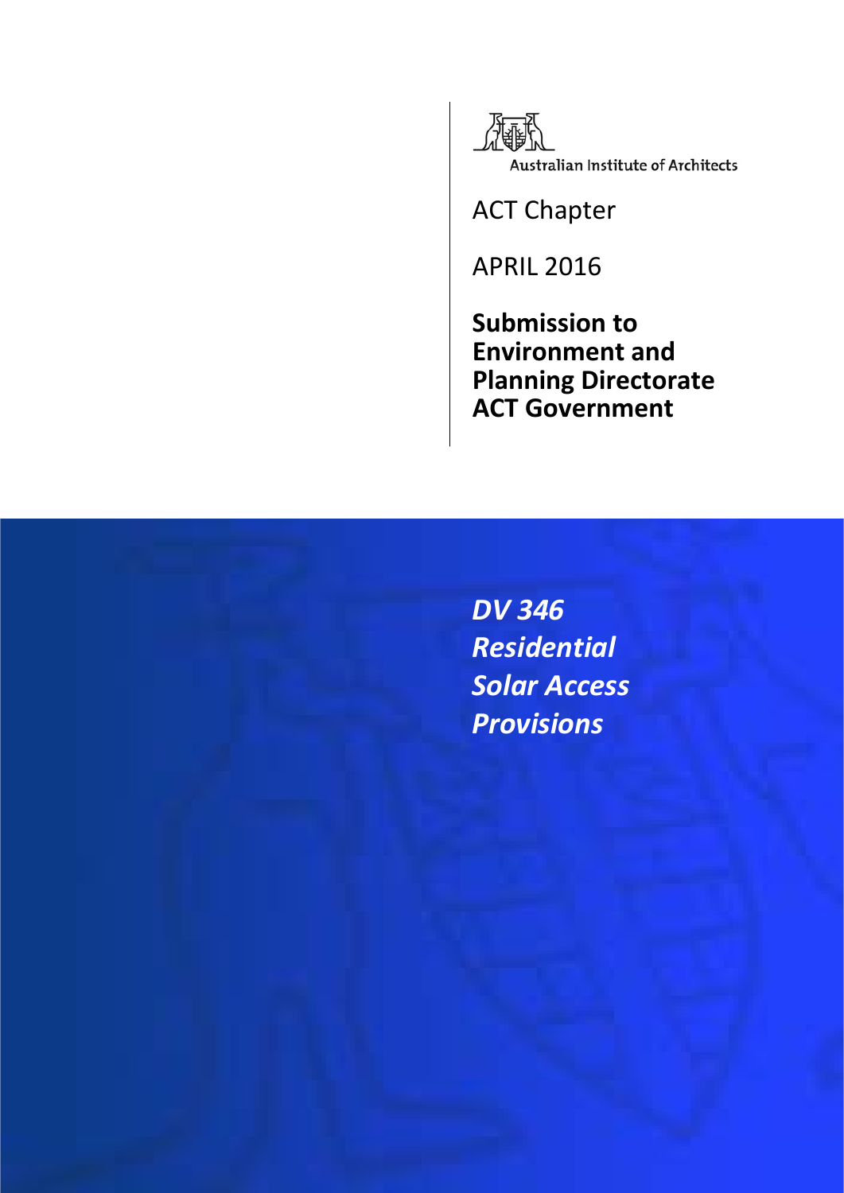Australian Institute of Architects

ACT Chapter

APRIL 2016

**Submission to Environment and Planning Directorate ACT Government**

# *DV 346 Residential Solar Access Provisions*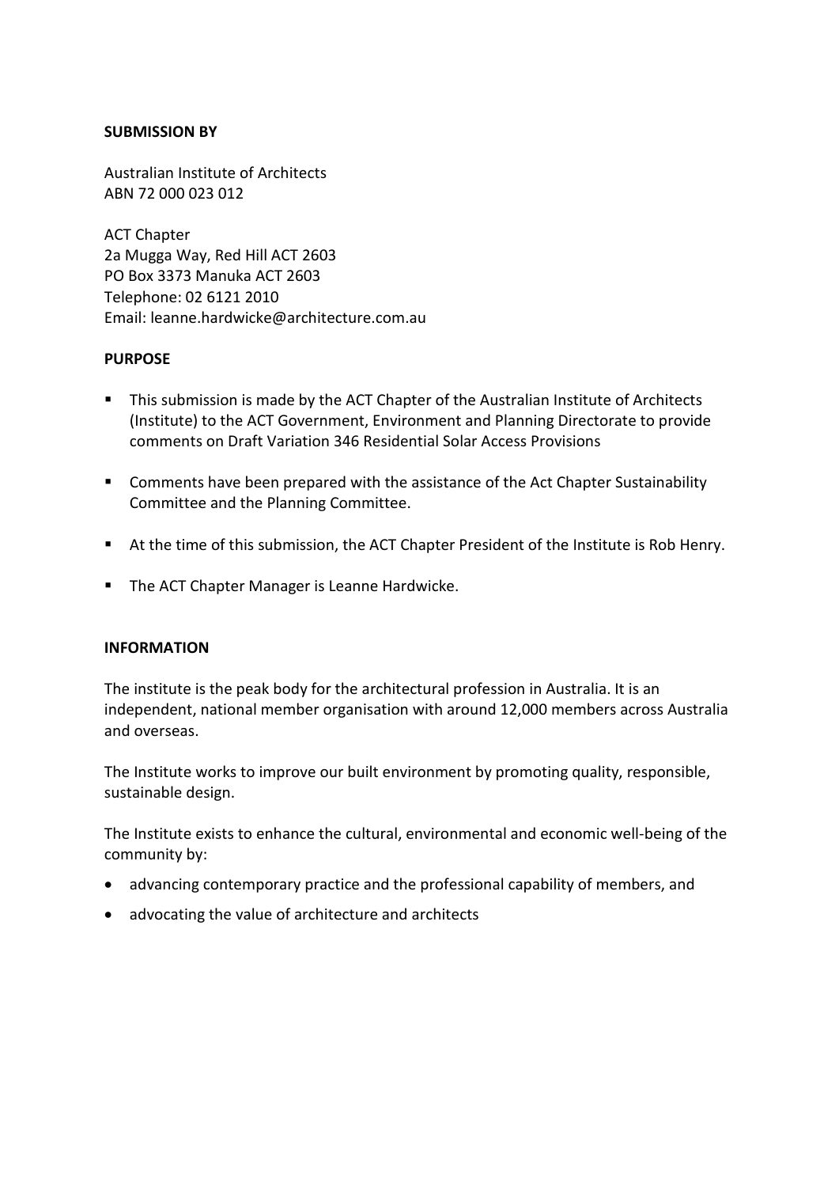**SUBMISSION BY**

Australian Institute of Architects
ABN 72 000 023 012

ACT Chapter
2a Mugga Way, Red Hill ACT 2603
PO Box 3373 Manuka ACT 2603
Telephone: 02 6121 2010
Email: leanne.hardwicke@architecture.com.au

**PURPOSE**

- This submission is made by the ACT Chapter of the Australian Institute of Architects (Institute) to the ACT Government, Environment and Planning Directorate to provide comments on Draft Variation 346 Residential Solar Access Provisions
- Comments have been prepared with the assistance of the Act Chapter Sustainability Committee and the Planning Committee.
- At the time of this submission, the ACT Chapter President of the Institute is Rob Henry.
- The ACT Chapter Manager is Leanne Hardwicke.

**INFORMATION**

The institute is the peak body for the architectural profession in Australia. It is an independent, national member organisation with around 12,000 members across Australia and overseas.

The Institute works to improve our built environment by promoting quality, responsible, sustainable design.

The Institute exists to enhance the cultural, environmental and economic well-being of the community by:

- advancing contemporary practice and the professional capability of members, and
- advocating the value of architecture and architects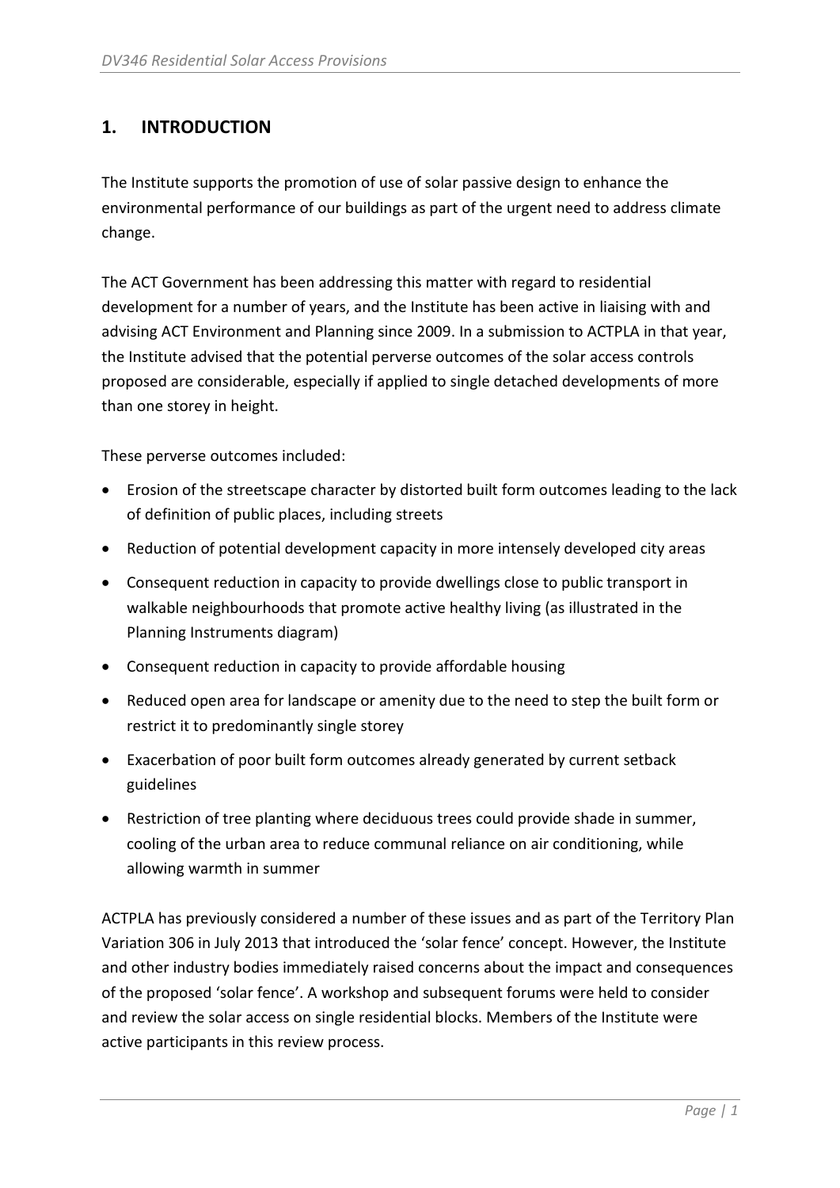## 1. INTRODUCTION

The Institute supports the promotion of use of solar passive design to enhance the environmental performance of our buildings as part of the urgent need to address climate change.

The ACT Government has been addressing this matter with regard to residential development for a number of years, and the Institute has been active in liaising with and advising ACT Environment and Planning since 2009. In a submission to ACTPLA in that year, the Institute advised that the potential perverse outcomes of the solar access controls proposed are considerable, especially if applied to single detached developments of more than one storey in height.

These perverse outcomes included:

- Erosion of the streetscape character by distorted built form outcomes leading to the lack of definition of public places, including streets
- Reduction of potential development capacity in more intensely developed city areas
- Consequent reduction in capacity to provide dwellings close to public transport in walkable neighbourhoods that promote active healthy living (as illustrated in the Planning Instruments diagram)
- Consequent reduction in capacity to provide affordable housing
- Reduced open area for landscape or amenity due to the need to step the built form or restrict it to predominantly single storey
- Exacerbation of poor built form outcomes already generated by current setback guidelines
- Restriction of tree planting where deciduous trees could provide shade in summer, cooling of the urban area to reduce communal reliance on air conditioning, while allowing warmth in summer

ACTPLA has previously considered a number of these issues and as part of the Territory Plan Variation 306 in July 2013 that introduced the 'solar fence' concept. However, the Institute and other industry bodies immediately raised concerns about the impact and consequences of the proposed 'solar fence'. A workshop and subsequent forums were held to consider and review the solar access on single residential blocks. Members of the Institute were active participants in this review process.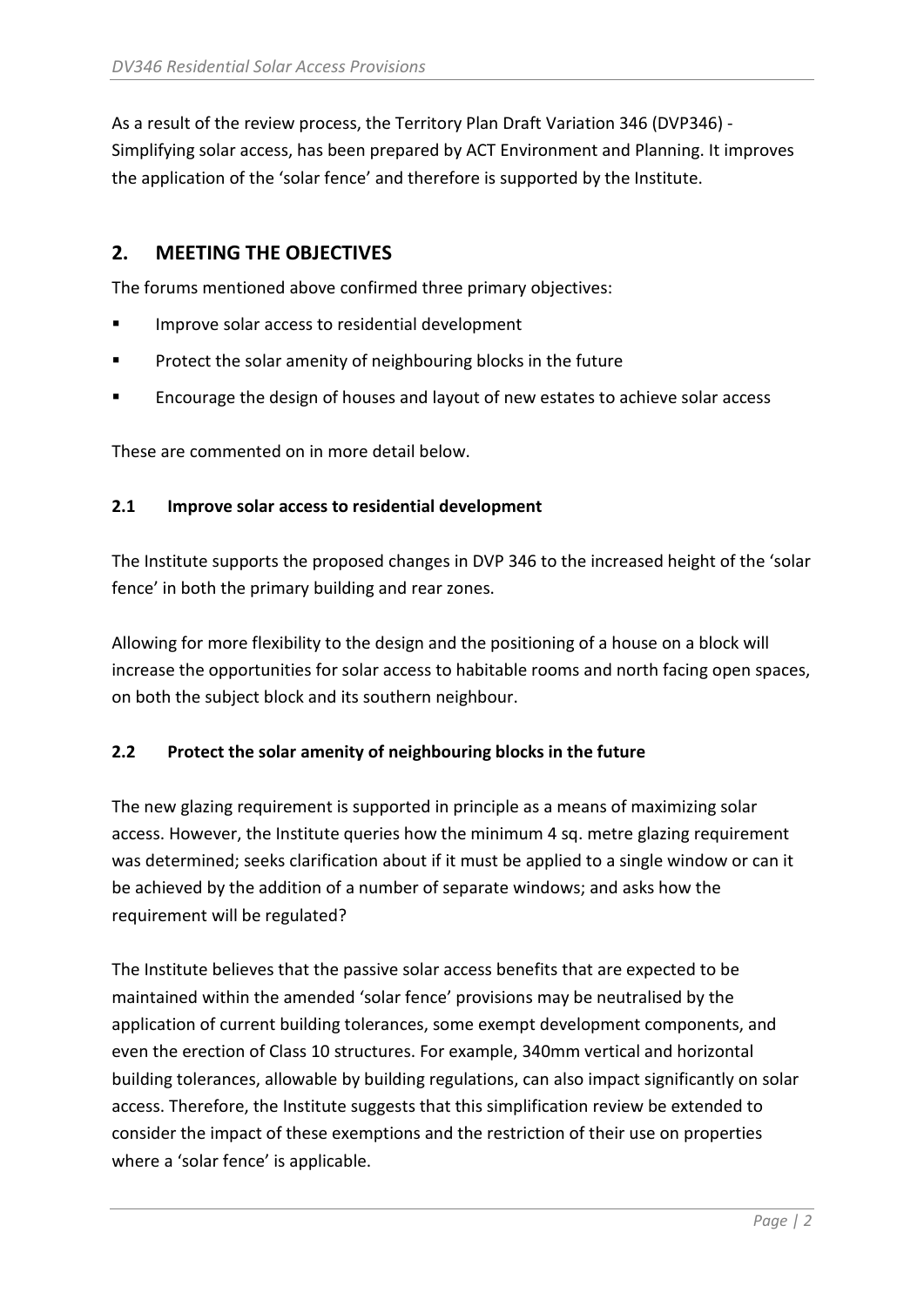As a result of the review process, the Territory Plan Draft Variation 346 (DVP346) - Simplifying solar access, has been prepared by ACT Environment and Planning. It improves the application of the 'solar fence' and therefore is supported by the Institute.

## 2. MEETING THE OBJECTIVES

The forums mentioned above confirmed three primary objectives:

- Improve solar access to residential development
- Protect the solar amenity of neighbouring blocks in the future
- Encourage the design of houses and layout of new estates to achieve solar access

These are commented on in more detail below.

### 2.1 Improve solar access to residential development

The Institute supports the proposed changes in DVP 346 to the increased height of the 'solar fence' in both the primary building and rear zones.

Allowing for more flexibility to the design and the positioning of a house on a block will increase the opportunities for solar access to habitable rooms and north facing open spaces, on both the subject block and its southern neighbour.

### 2.2 Protect the solar amenity of neighbouring blocks in the future

The new glazing requirement is supported in principle as a means of maximizing solar access. However, the Institute queries how the minimum 4 sq. metre glazing requirement was determined; seeks clarification about if it must be applied to a single window or can it be achieved by the addition of a number of separate windows; and asks how the requirement will be regulated?

The Institute believes that the passive solar access benefits that are expected to be maintained within the amended 'solar fence' provisions may be neutralised by the application of current building tolerances, some exempt development components, and even the erection of Class 10 structures. For example, 340mm vertical and horizontal building tolerances, allowable by building regulations, can also impact significantly on solar access. Therefore, the Institute suggests that this simplification review be extended to consider the impact of these exemptions and the restriction of their use on properties where a 'solar fence' is applicable.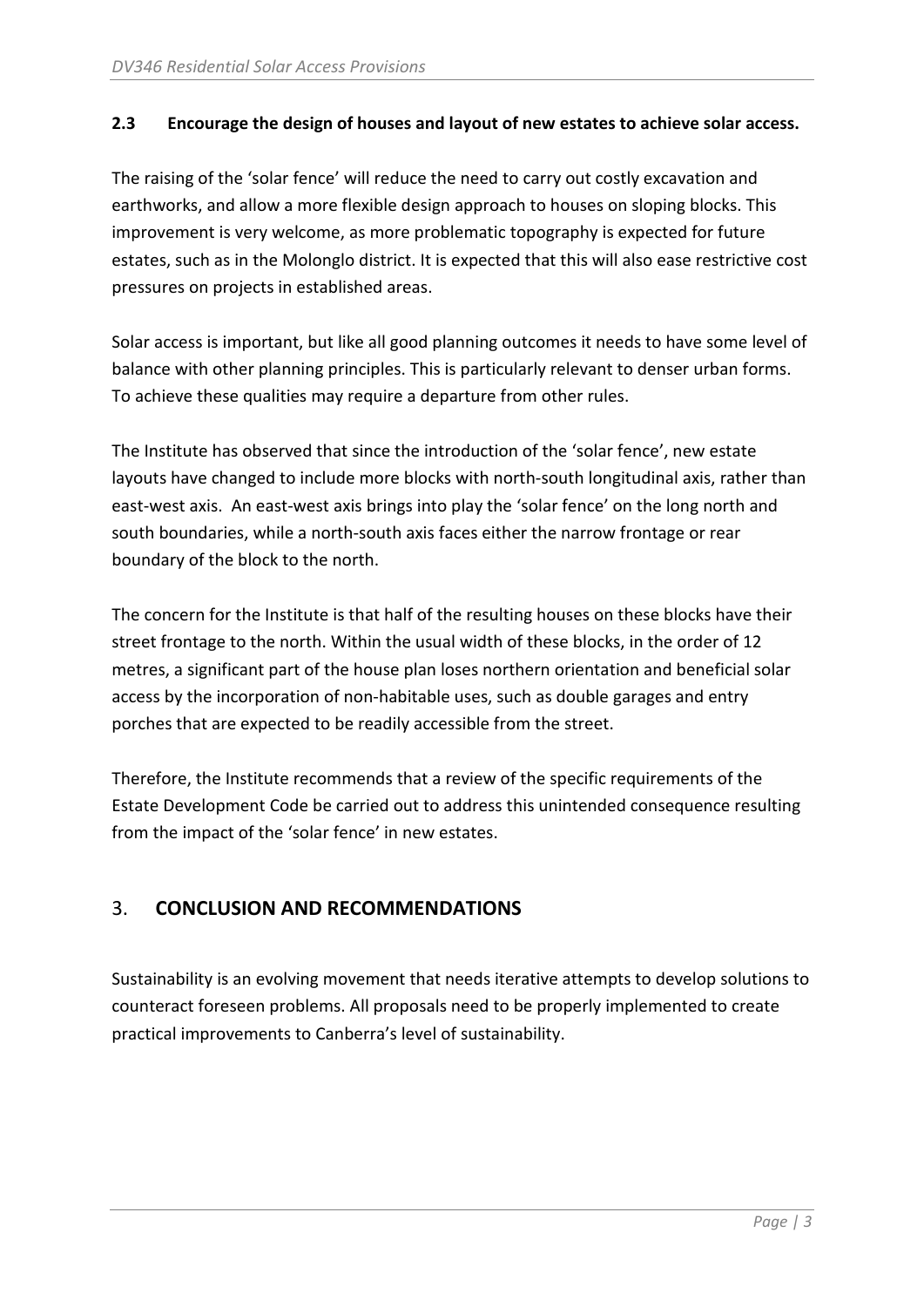**2.3 Encourage the design of houses and layout of new estates to achieve solar access.**

The raising of the 'solar fence' will reduce the need to carry out costly excavation and earthworks, and allow a more flexible design approach to houses on sloping blocks. This improvement is very welcome, as more problematic topography is expected for future estates, such as in the Molonglo district. It is expected that this will also ease restrictive cost pressures on projects in established areas.

Solar access is important, but like all good planning outcomes it needs to have some level of balance with other planning principles. This is particularly relevant to denser urban forms. To achieve these qualities may require a departure from other rules.

The Institute has observed that since the introduction of the 'solar fence', new estate layouts have changed to include more blocks with north-south longitudinal axis, rather than east-west axis. An east-west axis brings into play the 'solar fence' on the long north and south boundaries, while a north-south axis faces either the narrow frontage or rear boundary of the block to the north.

The concern for the Institute is that half of the resulting houses on these blocks have their street frontage to the north. Within the usual width of these blocks, in the order of 12 metres, a significant part of the house plan loses northern orientation and beneficial solar access by the incorporation of non-habitable uses, such as double garages and entry porches that are expected to be readily accessible from the street.

Therefore, the Institute recommends that a review of the specific requirements of the Estate Development Code be carried out to address this unintended consequence resulting from the impact of the 'solar fence' in new estates.

## 3. CONCLUSION AND RECOMMENDATIONS

Sustainability is an evolving movement that needs iterative attempts to develop solutions to counteract foreseen problems. All proposals need to be properly implemented to create practical improvements to Canberra's level of sustainability.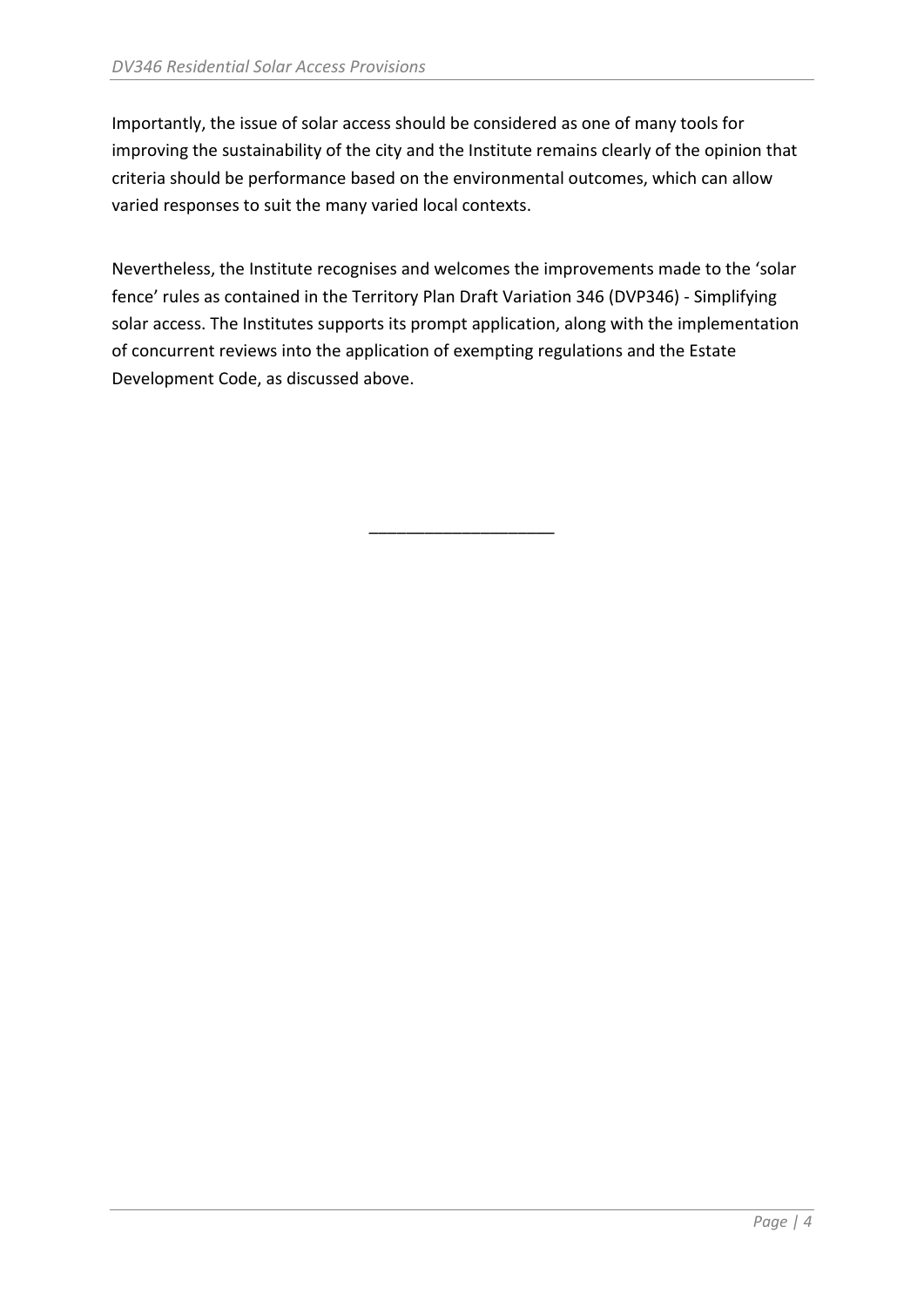Importantly, the issue of solar access should be considered as one of many tools for improving the sustainability of the city and the Institute remains clearly of the opinion that criteria should be performance based on the environmental outcomes, which can allow varied responses to suit the many varied local contexts.

Nevertheless, the Institute recognises and welcomes the improvements made to the 'solar fence' rules as contained in the Territory Plan Draft Variation 346 (DVP346) - Simplifying solar access. The Institutes supports its prompt application, along with the implementation of concurrent reviews into the application of exempting regulations and the Estate Development Code, as discussed above.

____________________